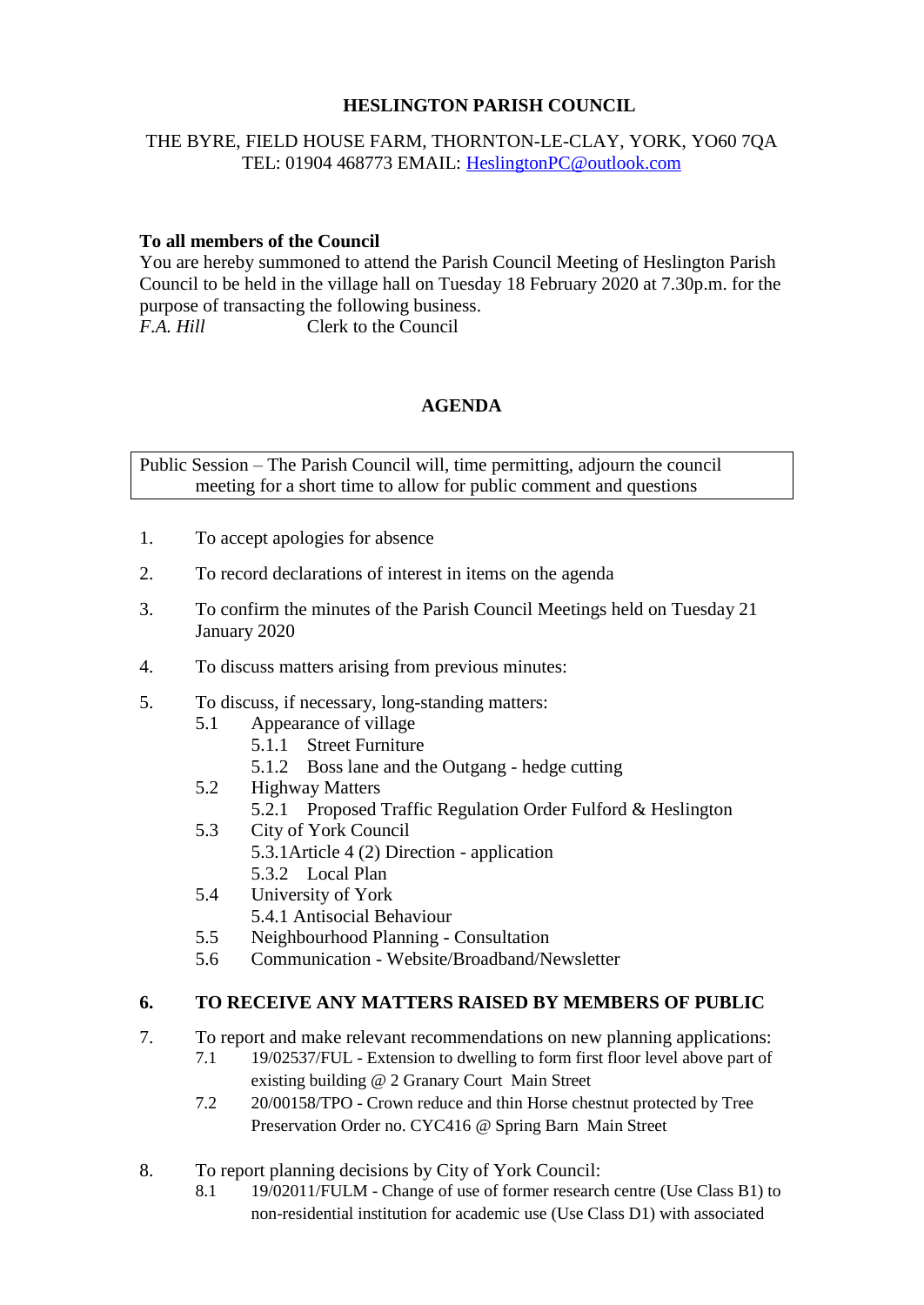# HESLINGTON PARISH COUNCIL

THE BYRE, FIELD HOUSE FARM, THORNTON-LE-CLAY, YORK, YO60 7QA
TEL: 01904 468773 EMAIL: HeslingtonPC@outlook.com

**To all members of the Council**

You are hereby summoned to attend the Parish Council Meeting of Heslington Parish Council to be held in the village hall on Tuesday 18 February 2020 at 7.30p.m. for the purpose of transacting the following business.

*F.A. Hill* Clerk to the Council

## AGENDA

Public Session – The Parish Council will, time permitting, adjourn the council meeting for a short time to allow for public comment and questions

1. To accept apologies for absence
2. To record declarations of interest in items on the agenda
3. To confirm the minutes of the Parish Council Meetings held on Tuesday 21 January 2020
4. To discuss matters arising from previous minutes:
5. To discuss, if necessary, long-standing matters:
   - 5.1 Appearance of village
     - 5.1.1 Street Furniture
     - 5.1.2 Boss lane and the Outgang - hedge cutting
   - 5.2 Highway Matters
     - 5.2.1 Proposed Traffic Regulation Order Fulford & Heslington
   - 5.3 City of York Council
     - 5.3.1 Article 4 (2) Direction - application
     - 5.3.2 Local Plan
   - 5.4 University of York
     - 5.4.1 Antisocial Behaviour
   - 5.5 Neighbourhood Planning - Consultation
   - 5.6 Communication - Website/Broadband/Newsletter

6. **TO RECEIVE ANY MATTERS RAISED BY MEMBERS OF PUBLIC**

7. To report and make relevant recommendations on new planning applications:
   - 7.1 19/02537/FUL - Extension to dwelling to form first floor level above part of existing building @ 2 Granary Court Main Street
   - 7.2 20/00158/TPO - Crown reduce and thin Horse chestnut protected by Tree Preservation Order no. CYC416 @ Spring Barn Main Street

8. To report planning decisions by City of York Council:
   - 8.1 19/02011/FULM - Change of use of former research centre (Use Class B1) to non-residential institution for academic use (Use Class D1) with associated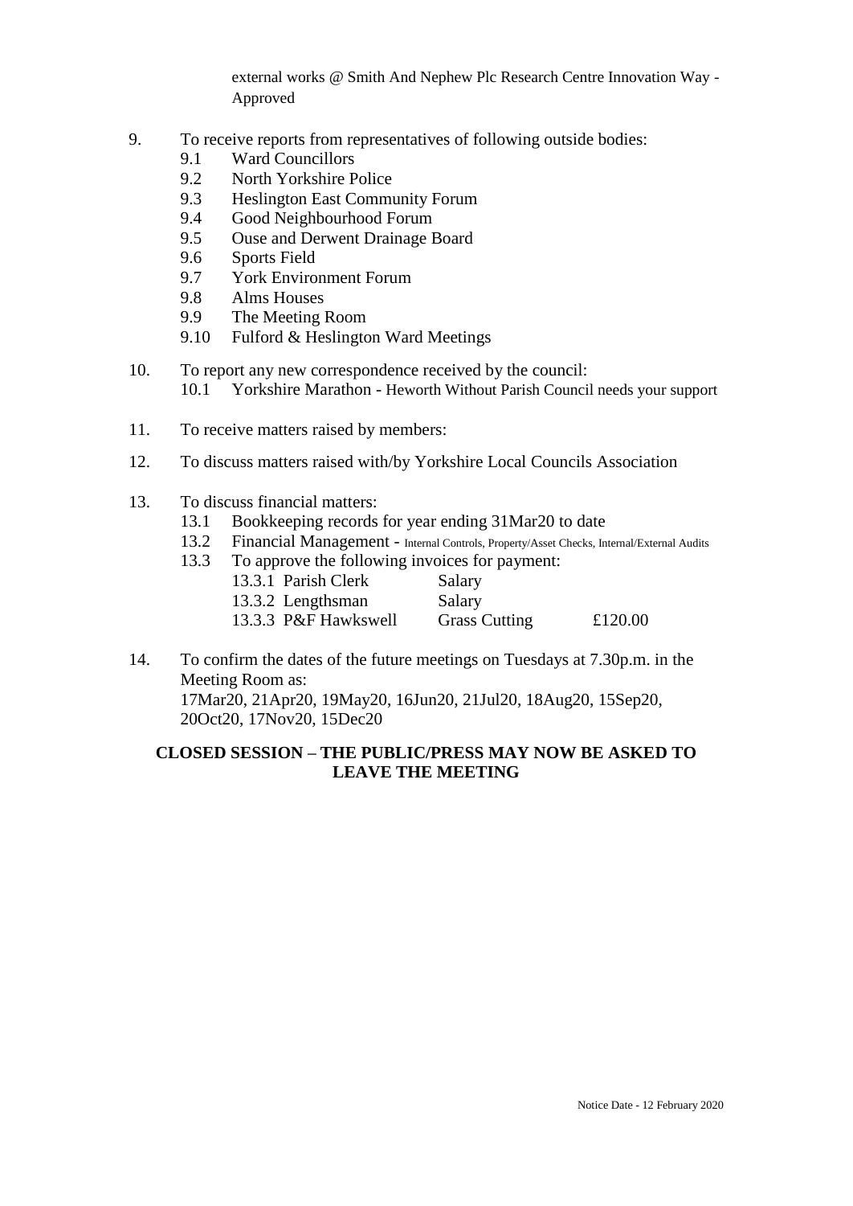external works @ Smith And Nephew Plc Research Centre Innovation Way - Approved

9. To receive reports from representatives of following outside bodies:
   - 9.1 Ward Councillors
   - 9.2 North Yorkshire Police
   - 9.3 Heslington East Community Forum
   - 9.4 Good Neighbourhood Forum
   - 9.5 Ouse and Derwent Drainage Board
   - 9.6 Sports Field
   - 9.7 York Environment Forum
   - 9.8 Alms Houses
   - 9.9 The Meeting Room
   - 9.10 Fulford & Heslington Ward Meetings

10. To report any new correspondence received by the council:
    - 10.1 Yorkshire Marathon - Heworth Without Parish Council needs your support

11. To receive matters raised by members:

12. To discuss matters raised with/by Yorkshire Local Councils Association

13. To discuss financial matters:
    - 13.1 Bookkeeping records for year ending 31Mar20 to date
    - 13.2 Financial Management - Internal Controls, Property/Asset Checks, Internal/External Audits
    - 13.3 To approve the following invoices for payment:

| | | |
|---|---|---|
| 13.3.1 Parish Clerk | Salary | |
| 13.3.2 Lengthsman | Salary | |
| 13.3.3 P&F Hawkswell | Grass Cutting | £120.00 |

14. To confirm the dates of the future meetings on Tuesdays at 7.30p.m. in the Meeting Room as:
    17Mar20, 21Apr20, 19May20, 16Jun20, 21Jul20, 18Aug20, 15Sep20, 20Oct20, 17Nov20, 15Dec20

**CLOSED SESSION – THE PUBLIC/PRESS MAY NOW BE ASKED TO LEAVE THE MEETING**

Notice Date - 12 February 2020